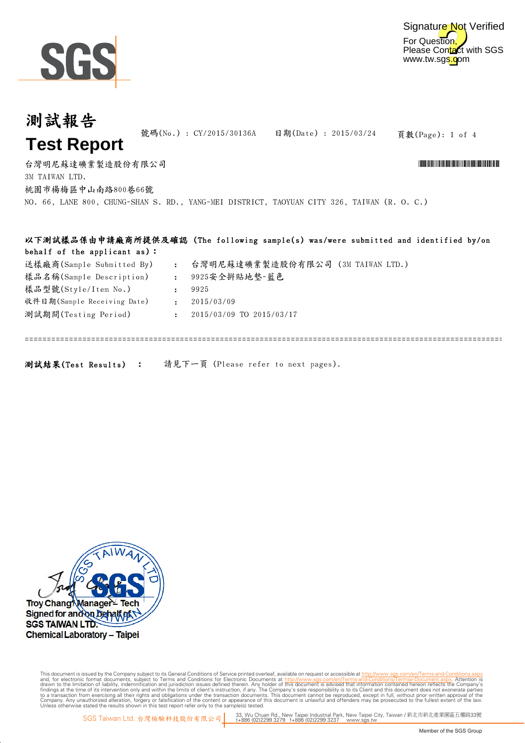Signature Not Verified
For Question,
Please Contact with SGS
www.tw.sgs.com

# 測試報告
# Test Report

號碼(No.) : CY/2015/30136A　　日期(Date) : 2015/03/24　　頁數(Page): 1 of 4

台灣明尼蘇達礦業製造股份有限公司
3M TAIWAN LTD.
桃園市楊梅區中山南路800巷66號
NO. 66, LANE 800, CHUNG-SHAN S. RD., YANG-MEI DISTRICT, TAOYUAN CITY 326, TAIWAN (R. O. C.)

**以下測試樣品係由申請廠商所提供及確認 (The following sample(s) was/were submitted and identified by/on behalf of the applicant as):**

送樣廠商(Sample Submitted By) : 台灣明尼蘇達礦業製造股份有限公司 (3M TAIWAN LTD.)
樣品名稱(Sample Description) : 9925安全拼貼地墊-藍色
樣品型號(Style/Item No.) : 9925
收件日期(Sample Receiving Date) : 2015/03/09
測試期間(Testing Period) : 2015/03/09 TO 2015/03/17

==========================================================================================

**測試結果(Test Results) :** 請見下一頁 (Please refer to next pages).

Troy Chang / Manager – Tech
Signed for and on behalf of
SGS TAIWAN LTD.
Chemical Laboratory – Taipei

This document is issued by the Company subject to its General Conditions of Service printed overleaf, available on request or accessible at http://www.sgs.com/en/Terms-and-Conditions.aspx and, for electronic format documents, subject to Terms and Conditions for Electronic Documents at http://www.sgs.com/en/Terms-and-Conditions/Terms-e-Document.aspx. Attention is drawn to the limitation of liability, indemnification and jurisdiction issues defined therein. Any holder of this document is advised that information contained hereon reflects the Company's findings at the time of its intervention only and within the limits of client's instruction, if any. The Company's sole responsibility is to its Client and this document does not exonerate parties to a transaction from exercising all their rights and obligations under the transaction documents. This document cannot be reproduced, except in full, without prior written approval of the Company. Any unauthorized alteration, forgery or falsification of the content or appearance of this document is unlawful and offenders may be prosecuted to the fullest extent of the law. Unless otherwise stated the results shown in this test report refer only to the sample(s) tested.

SGS Taiwan Ltd. 台灣檢驗科技股份有限公司 | 33, Wu Chuan Rd., New Taipei Industrial Park, New Taipei City, Taiwan / 新北市新北產業園區五權路33號 t+886 (02)2299 3279 f+886 (02)2299 3237 www.sgs.tw

Member of the SGS Group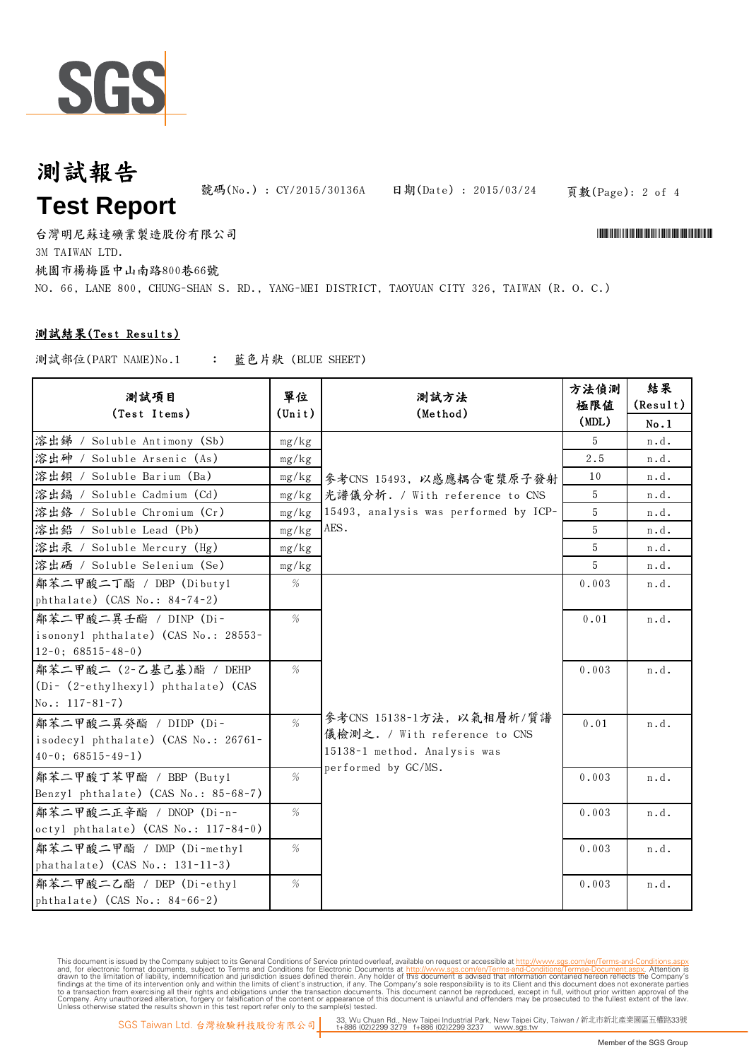# 測試報告

# Test Report

號碼(No.) : CY/2015/30136A　　日期(Date) : 2015/03/24

台灣明尼蘇達礦業製造股份有限公司

3M TAIWAN LTD.

桃園市楊梅區中山南路800巷66號

NO. 66, LANE 800, CHUNG-SHAN S. RD., YANG-MEI DISTRICT, TAOYUAN CITY 326, TAIWAN (R. O. C.)

## 測試結果(Test Results)

測試部位(PART NAME)No.1　　:　藍色片狀 (BLUE SHEET)

| 測試項目 (Test Items) | 單位 (Unit) | 測試方法 (Method) | 方法偵測極限值 (MDL) | 結果 (Result) No.1 |
|---|---|---|---|---|
| 溶出銻 / Soluble Antimony (Sb) | mg/kg | 參考CNS 15493，以感應耦合電漿原子發射光譜儀分析. / With reference to CNS 15493, analysis was performed by ICP-AES. | 5 | n.d. |
| 溶出砷 / Soluble Arsenic (As) | mg/kg | | 2.5 | n.d. |
| 溶出鋇 / Soluble Barium (Ba) | mg/kg | | 10 | n.d. |
| 溶出鎘 / Soluble Cadmium (Cd) | mg/kg | | 5 | n.d. |
| 溶出鉻 / Soluble Chromium (Cr) | mg/kg | | 5 | n.d. |
| 溶出鉛 / Soluble Lead (Pb) | mg/kg | | 5 | n.d. |
| 溶出汞 / Soluble Mercury (Hg) | mg/kg | | 5 | n.d. |
| 溶出硒 / Soluble Selenium (Se) | mg/kg | | 5 | n.d. |
| 鄰苯二甲酸二丁酯 / DBP (Dibutyl phthalate) (CAS No.: 84-74-2) | % | 參考CNS 15138-1方法，以氣相層析/質譜儀檢測之. / With reference to CNS 15138-1 method. Analysis was performed by GC/MS. | 0.003 | n.d. |
| 鄰苯二甲酸二異壬酯 / DINP (Di-isononyl phthalate) (CAS No.: 28553-12-0; 68515-48-0) | % | | 0.01 | n.d. |
| 鄰苯二甲酸二 (2-乙基己基)酯 / DEHP (Di- (2-ethylhexyl) phthalate) (CAS No.: 117-81-7) | % | | 0.003 | n.d. |
| 鄰苯二甲酸二異癸酯 / DIDP (Di-isodecyl phthalate) (CAS No.: 26761-40-0; 68515-49-1) | % | | 0.01 | n.d. |
| 鄰苯二甲酸丁苯甲酯 / BBP (Butyl Benzyl phthalate) (CAS No.: 85-68-7) | % | | 0.003 | n.d. |
| 鄰苯二甲酸二正辛酯 / DNOP (Di-n-octyl phthalate) (CAS No.: 117-84-0) | % | | 0.003 | n.d. |
| 鄰苯二甲酸二甲酯 / DMP (Di-methyl phathalate) (CAS No.: 131-11-3) | % | | 0.003 | n.d. |
| 鄰苯二甲酸二乙酯 / DEP (Di-ethyl phthalate) (CAS No.: 84-66-2) | % | | 0.003 | n.d. |

This document is issued by the Company subject to its General Conditions of Service printed overleaf, available on request or accessible at http://www.sgs.com/en/Terms-and-Conditions.aspx and, for electronic format documents, subject to Terms and Conditions for Electronic Documents at http://www.sgs.com/en/Terms-and-Conditions/Terms-e-Document.aspx. Attention is drawn to the limitation of liability, indemnification and jurisdiction issues defined therein. Any holder of this document is advised that information contained hereon reflects the Company's findings at the time of its intervention only and within the limits of client's instruction, if any. The Company's sole responsibility is to its Client and this document does not exonerate parties to a transaction from exercising all their rights and obligations under the transaction documents. This document cannot be reproduced, except in full, without prior written approval of the Company. Any unauthorized alteration, forgery or falsification of the content or appearance of this document is unlawful and offenders may be prosecuted to the fullest extent of the law. Unless otherwise stated the results shown in this test report refer only to the sample(s) tested.

SGS Taiwan Ltd. 台灣檢驗科技股份有限公司 | 33, Wu Chuan Rd., New Taipei Industrial Park, New Taipei City, Taiwan / 新北市新北產業園區五權路33號 t+886 (02)2299 3279 f+886 (02)2299 3237 www.sgs.tw

Member of the SGS Group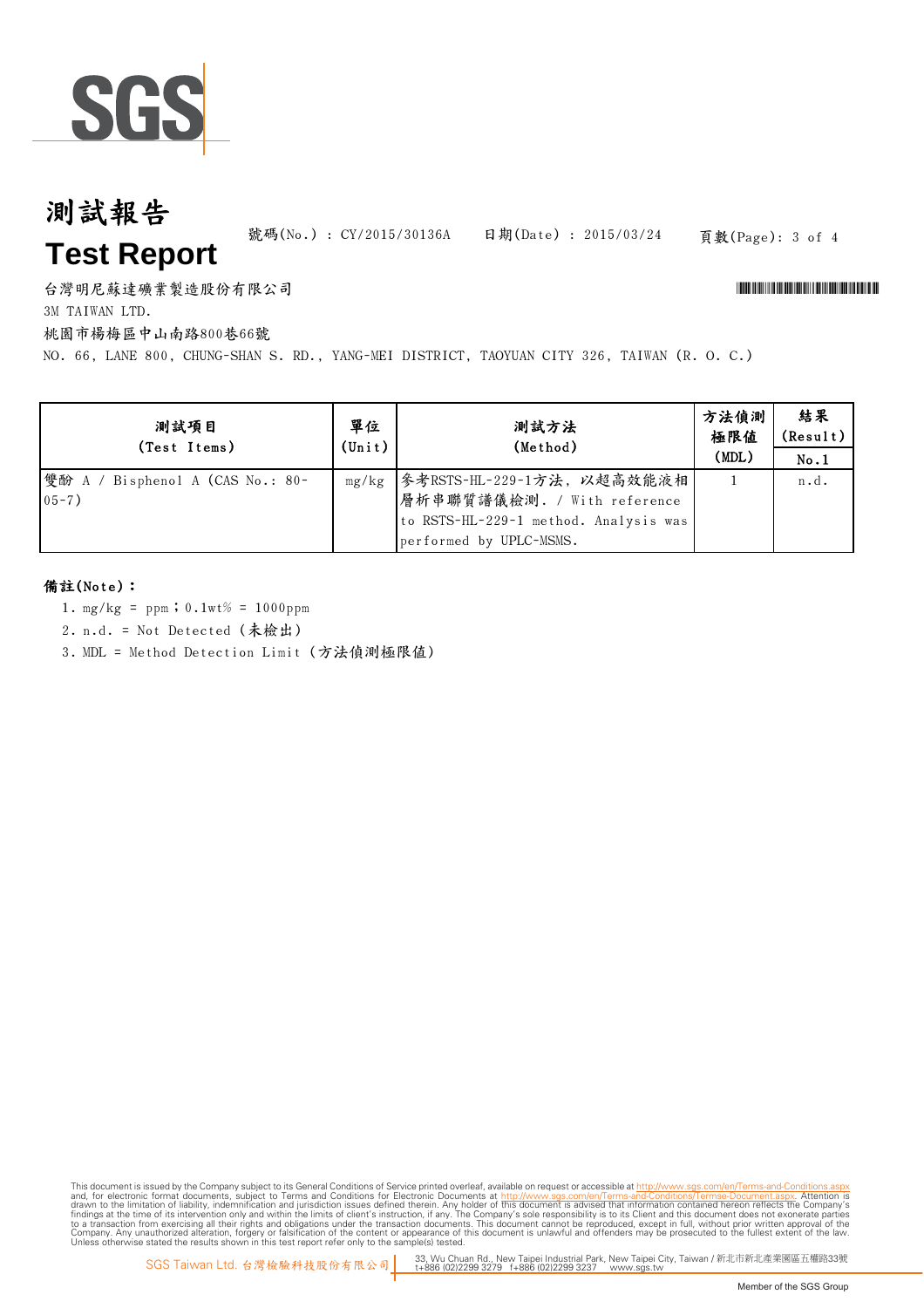# 測試報告

# Test Report

號碼(No.) : CY/2015/30136A　　日期(Date) : 2015/03/24

台灣明尼蘇達礦業製造股份有限公司

3M TAIWAN LTD.

桃園市楊梅區中山南路800巷66號

NO. 66, LANE 800, CHUNG-SHAN S. RD., YANG-MEI DISTRICT, TAOYUAN CITY 326, TAIWAN (R. O. C.)

| 測試項目 (Test Items) | 單位 (Unit) | 測試方法 (Method) | 方法偵測極限值 (MDL) | 結果 (Result) |
|---|---|---|---|---|
| | | | | No.1 |
| 雙酚 A / Bisphenol A (CAS No.: 80-05-7) | mg/kg | 參考RSTS-HL-229-1方法，以超高效能液相層析串聯質譜儀檢測. / With reference to RSTS-HL-229-1 method. Analysis was performed by UPLC-MSMS. | 1 | n.d. |

**備註(Note)：**

1. mg/kg = ppm；0.1wt% = 1000ppm
2. n.d. = Not Detected (未檢出)
3. MDL = Method Detection Limit (方法偵測極限值)

This document is issued by the Company subject to its General Conditions of Service printed overleaf, available on request or accessible at http://www.sgs.com/en/Terms-and-Conditions.aspx and, for electronic format documents, subject to Terms and Conditions for Electronic Documents at http://www.sgs.com/en/Terms-and-Conditions/Termse-Document.aspx. Attention is drawn to the limitation of liability, indemnification and jurisdiction issues defined therein. Any holder of this document is advised that information contained hereon reflects the Company's findings at the time of its intervention only and within the limits of client's instruction, if any. The Company's sole responsibility is to its Client and this document does not exonerate parties to a transaction from exercising all their rights and obligations under the transaction documents. This document cannot be reproduced, except in full, without prior written approval of the Company. Any unauthorized alteration, forgery or falsification of the content or appearance of this document is unlawful and offenders may be prosecuted to the fullest extent of the law. Unless otherwise stated the results shown in this test report refer only to the sample(s) tested.

SGS Taiwan Ltd. 台灣檢驗科技股份有限公司 | 33, Wu Chuan Rd., New Taipei Industrial Park, New Taipei City, Taiwan / 新北市新北產業園區五權路33號 t+886 (02)2299 3279 f+886 (02)2299 3237 www.sgs.tw

Member of the SGS Group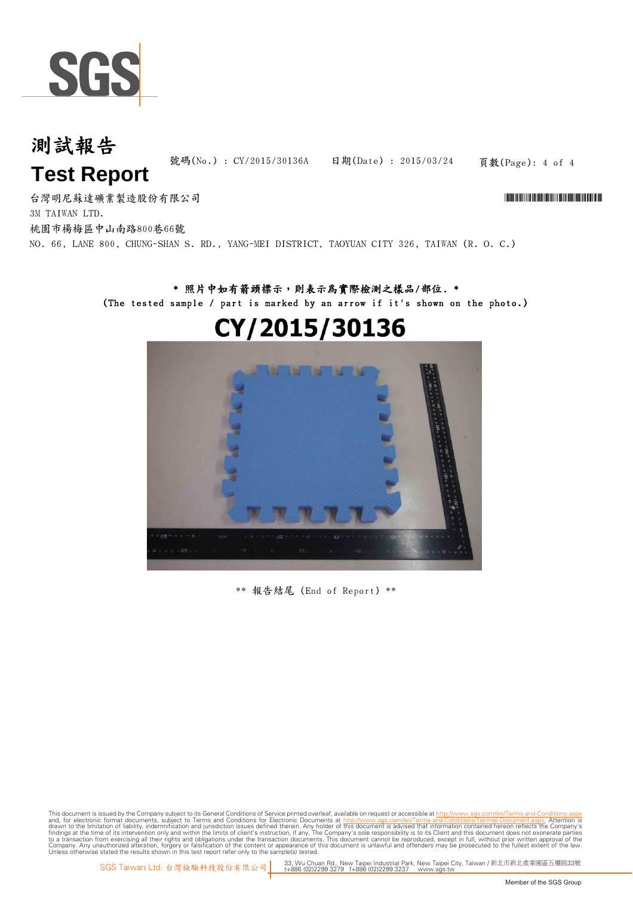# 測試報告

# Test Report

號碼(No.) : CY/2015/30136A　　日期(Date) : 2015/03/24

台灣明尼蘇達礦業製造股份有限公司
3M TAIWAN LTD.
桃園市楊梅區中山南路800巷66號
NO. 66, LANE 800, CHUNG-SHAN S. RD., YANG-MEI DISTRICT, TAOYUAN CITY 326, TAIWAN (R. O. C.)

\* 照片中如有箭頭標示，則表示為實際檢測之樣品/部位. \*
(The tested sample / part is marked by an arrow if it's shown on the photo.)

CY/2015/30136

\*\* 報告結尾 (End of Report) \*\*

This document is issued by the Company subject to its General Conditions of Service printed overleaf, available on request or accessible at http://www.sgs.com/en/Terms-and-Conditions.aspx and, for electronic format documents, subject to Terms and Conditions for Electronic Documents at http://www.sgs.com/en/Terms-and-Conditions/Termse-Document.aspx. Attention is drawn to the limitation of liability, indemnification and jurisdiction issues defined therein. Any holder of this document is advised that information contained hereon reflects the Company's findings at the time of its intervention only and within the limits of client's instruction, if any. The Company's sole responsibility is to its Client and this document does not exonerate parties to a transaction from exercising all their rights and obligations under the transaction documents. This document cannot be reproduced, except in full, without prior written approval of the Company. Any unauthorized alteration, forgery or falsification of the content or appearance of this document is unlawful and offenders may be prosecuted to the fullest extent of the law. Unless otherwise stated the results shown in this test report refer only to the sample(s) tested.

SGS Taiwan Ltd. 台灣檢驗科技股份有限公司　33, Wu Chuan Rd., New Taipei Industrial Park, New Taipei City, Taiwan / 新北市新北產業園區五權路33號 t+886 (02)2299 3279　f+886 (02)2299 3237　www.sgs.tw

Member of the SGS Group